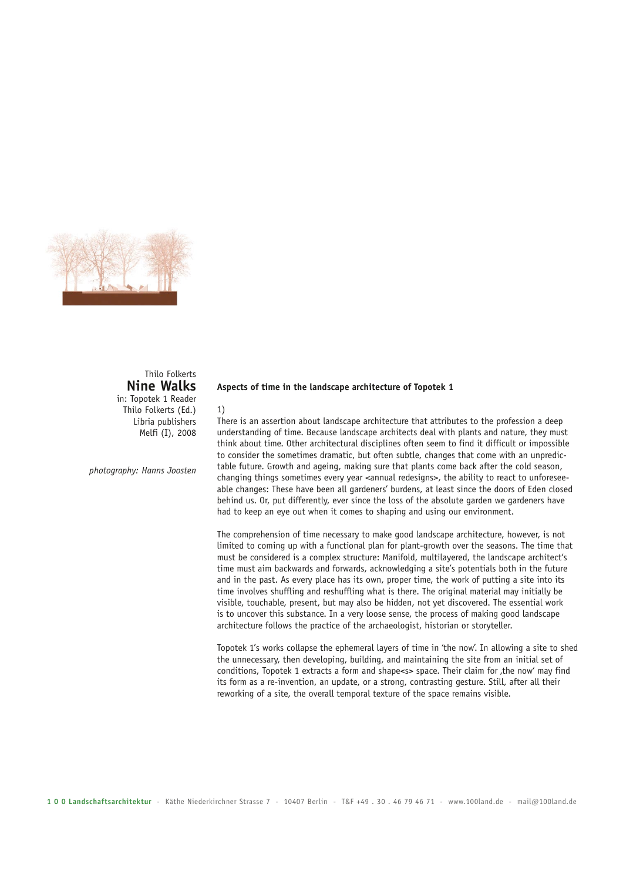Thilo Folkerts

# Nine Walks

in: Topotek 1 Reader
Thilo Folkerts (Ed.)
Libria publishers
Melfi (I), 2008

*photography: Hanns Joosten*

## Aspects of time in the landscape architecture of Topotek 1

1)

There is an assertion about landscape architecture that attributes to the profession a deep understanding of time. Because landscape architects deal with plants and nature, they must think about time. Other architectural disciplines often seem to find it difficult or impossible to consider the sometimes dramatic, but often subtle, changes that come with an unpredictable future. Growth and ageing, making sure that plants come back after the cold season, changing things sometimes every year <annual redesigns>, the ability to react to unforeseeable changes: These have been all gardeners' burdens, at least since the doors of Eden closed behind us. Or, put differently, ever since the loss of the absolute garden we gardeners have had to keep an eye out when it comes to shaping and using our environment.

The comprehension of time necessary to make good landscape architecture, however, is not limited to coming up with a functional plan for plant-growth over the seasons. The time that must be considered is a complex structure: Manifold, multilayered, the landscape architect's time must aim backwards and forwards, acknowledging a site's potentials both in the future and in the past. As every place has its own, proper time, the work of putting a site into its time involves shuffling and reshuffling what is there. The original material may initially be visible, touchable, present, but may also be hidden, not yet discovered. The essential work is to uncover this substance. In a very loose sense, the process of making good landscape architecture follows the practice of the archaeologist, historian or storyteller.

Topotek 1's works collapse the ephemeral layers of time in 'the now'. In allowing a site to shed the unnecessary, then developing, building, and maintaining the site from an initial set of conditions, Topotek 1 extracts a form and shape<s> space. Their claim for ‚the now' may find its form as a re-invention, an update, or a strong, contrasting gesture. Still, after all their reworking of a site, the overall temporal texture of the space remains visible.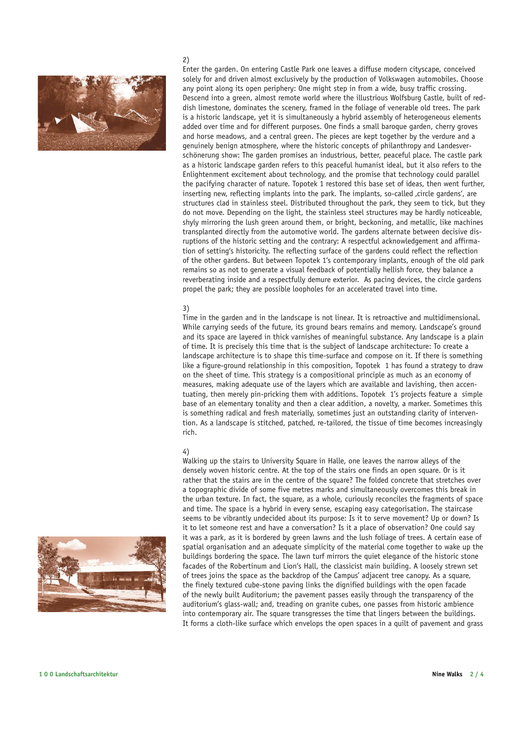2)

Enter the garden. On entering Castle Park one leaves a diffuse modern cityscape, conceived solely for and driven almost exclusively by the production of Volkswagen automobiles. Choose any point along its open periphery: One might step in from a wide, busy traffic crossing. Descend into a green, almost remote world where the illustrious Wolfsburg Castle, built of reddish limestone, dominates the scenery, framed in the foliage of venerable old trees. The park is a historic landscape, yet it is simultaneously a hybrid assembly of heterogeneous elements added over time and for different purposes. One finds a small baroque garden, cherry groves and horse meadows, and a central green. The pieces are kept together by the verdure and a genuinely benign atmosphere, where the historic concepts of philanthropy and Landesverschönerung show: The garden promises an industrious, better, peaceful place. The castle park as a historic landscape garden refers to this peaceful humanist ideal, but it also refers to the Enlightenment excitement about technology, and the promise that technology could parallel the pacifying character of nature. Topotek 1 restored this base set of ideas, then went further, inserting new, reflecting implants into the park. The implants, so-called ‚circle gardens', are structures clad in stainless steel. Distributed throughout the park, they seem to tick, but they do not move. Depending on the light, the stainless steel structures may be hardly noticeable, shyly mirroring the lush green around them, or bright, beckoning, and metallic, like machines transplanted directly from the automotive world. The gardens alternate between decisive disruptions of the historic setting and the contrary: A respectful acknowledgement and affirmation of setting's historicity. The reflecting surface of the gardens could reflect the reflection of the other gardens. But between Topotek 1's contemporary implants, enough of the old park remains so as not to generate a visual feedback of potentially hellish force, they balance a reverberating inside and a respectfully demure exterior. As pacing devices, the circle gardens propel the park; they are possible loopholes for an accelerated travel into time.

3)

Time in the garden and in the landscape is not linear. It is retroactive and multidimensional. While carrying seeds of the future, its ground bears remains and memory. Landscape's ground and its space are layered in thick varnishes of meaningful substance. Any landscape is a plain of time. It is precisely this time that is the subject of landscape architecture: To create a landscape architecture is to shape this time-surface and compose on it. If there is something like a figure-ground relationship in this composition, Topotek 1 has found a strategy to draw on the sheet of time. This strategy is a compositional principle as much as an economy of measures, making adequate use of the layers which are available and lavishing, then accentuating, then merely pin-pricking them with additions. Topotek 1's projects feature a simple base of an elementary tonality and then a clear addition, a novelty, a marker. Sometimes this is something radical and fresh materially, sometimes just an outstanding clarity of intervention. As a landscape is stitched, patched, re-tailored, the tissue of time becomes increasingly rich.

4)

Walking up the stairs to University Square in Halle, one leaves the narrow alleys of the densely woven historic centre. At the top of the stairs one finds an open square. Or is it rather that the stairs are in the centre of the square? The folded concrete that stretches over a topographic divide of some five metres marks and simultaneously overcomes this break in the urban texture. In fact, the square, as a whole, curiously reconciles the fragments of space and time. The space is a hybrid in every sense, escaping easy categorisation. The staircase seems to be vibrantly undecided about its purpose: Is it to serve movement? Up or down? Is it to let someone rest and have a conversation? Is it a place of observation? One could say it was a park, as it is bordered by green lawns and the lush foliage of trees. A certain ease of spatial organisation and an adequate simplicity of the material come together to wake up the buildings bordering the space. The lawn turf mirrors the quiet elegance of the historic stone facades of the Robertinum and Lion's Hall, the classicist main building. A loosely strewn set of trees joins the space as the backdrop of the Campus' adjacent tree canopy. As a square, the finely textured cube-stone paving links the dignified buildings with the open facade of the newly built Auditorium; the pavement passes easily through the transparency of the auditorium's glass-wall; and, treading on granite cubes, one passes from historic ambience into contemporary air. The square transgresses the time that lingers between the buildings. It forms a cloth-like surface which envelops the open spaces in a quilt of pavement and grass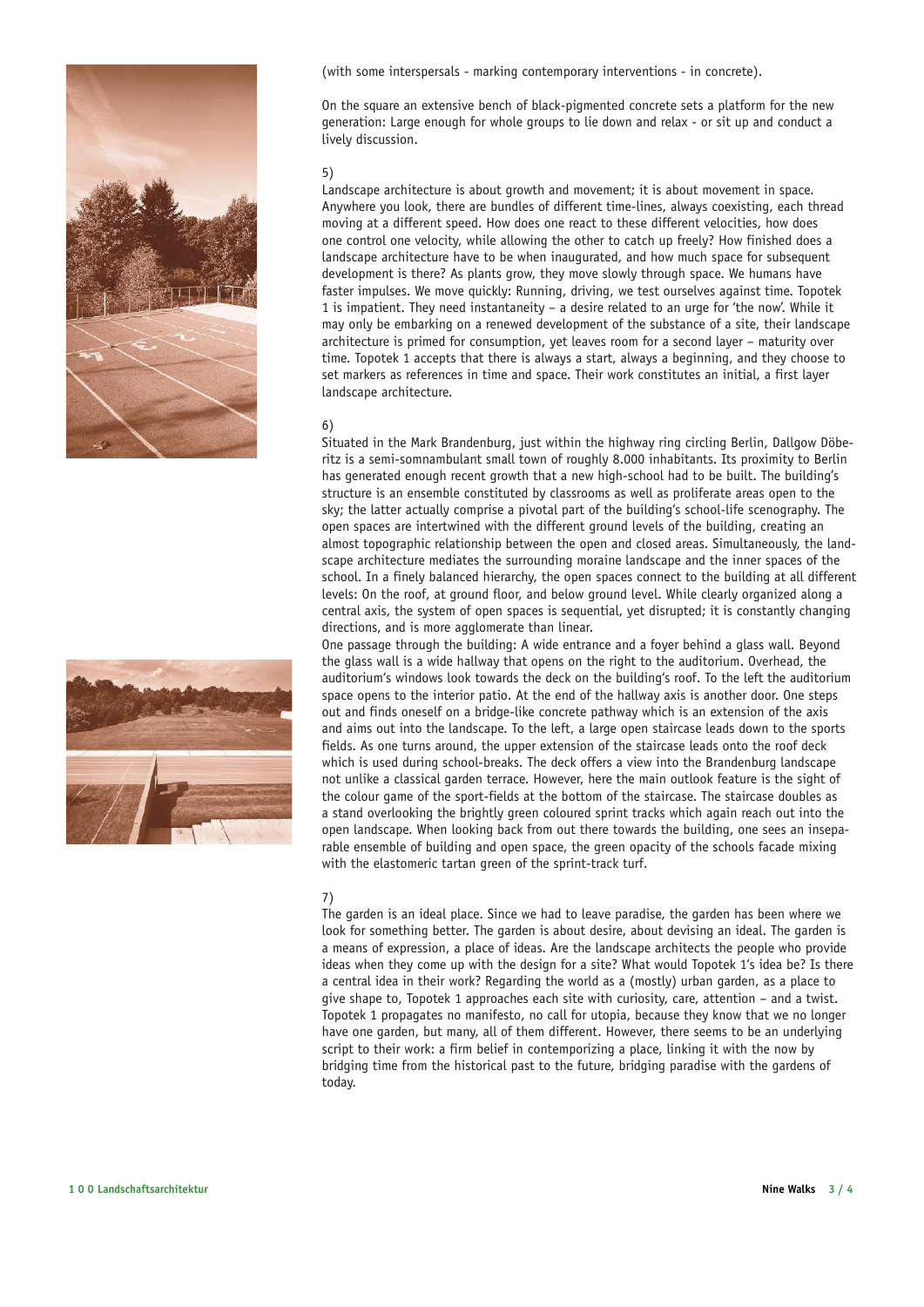(with some interspersals - marking contemporary interventions - in concrete).

On the square an extensive bench of black-pigmented concrete sets a platform for the new generation: Large enough for whole groups to lie down and relax - or sit up and conduct a lively discussion.

5)

Landscape architecture is about growth and movement; it is about movement in space. Anywhere you look, there are bundles of different time-lines, always coexisting, each thread moving at a different speed. How does one react to these different velocities, how does one control one velocity, while allowing the other to catch up freely? How finished does a landscape architecture have to be when inaugurated, and how much space for subsequent development is there? As plants grow, they move slowly through space. We humans have faster impulses. We move quickly: Running, driving, we test ourselves against time. Topotek 1 is impatient. They need instantaneity – a desire related to an urge for 'the now'. While it may only be embarking on a renewed development of the substance of a site, their landscape architecture is primed for consumption, yet leaves room for a second layer – maturity over time. Topotek 1 accepts that there is always a start, always a beginning, and they choose to set markers as references in time and space. Their work constitutes an initial, a first layer landscape architecture.

6)

Situated in the Mark Brandenburg, just within the highway ring circling Berlin, Dallgow Döberitz is a semi-somnambulant small town of roughly 8.000 inhabitants. Its proximity to Berlin has generated enough recent growth that a new high-school had to be built. The building's structure is an ensemble constituted by classrooms as well as proliferate areas open to the sky; the latter actually comprise a pivotal part of the building's school-life scenography. The open spaces are intertwined with the different ground levels of the building, creating an almost topographic relationship between the open and closed areas. Simultaneously, the landscape architecture mediates the surrounding moraine landscape and the inner spaces of the school. In a finely balanced hierarchy, the open spaces connect to the building at all different levels: On the roof, at ground floor, and below ground level. While clearly organized along a central axis, the system of open spaces is sequential, yet disrupted; it is constantly changing directions, and is more agglomerate than linear.

One passage through the building: A wide entrance and a foyer behind a glass wall. Beyond the glass wall is a wide hallway that opens on the right to the auditorium. Overhead, the auditorium's windows look towards the deck on the building's roof. To the left the auditorium space opens to the interior patio. At the end of the hallway axis is another door. One steps out and finds oneself on a bridge-like concrete pathway which is an extension of the axis and aims out into the landscape. To the left, a large open staircase leads down to the sports fields. As one turns around, the upper extension of the staircase leads onto the roof deck which is used during school-breaks. The deck offers a view into the Brandenburg landscape not unlike a classical garden terrace. However, here the main outlook feature is the sight of the colour game of the sport-fields at the bottom of the staircase. The staircase doubles as a stand overlooking the brightly green coloured sprint tracks which again reach out into the open landscape. When looking back from out there towards the building, one sees an inseparable ensemble of building and open space, the green opacity of the schools facade mixing with the elastomeric tartan green of the sprint-track turf.

7)

The garden is an ideal place. Since we had to leave paradise, the garden has been where we look for something better. The garden is about desire, about devising an ideal. The garden is a means of expression, a place of ideas. Are the landscape architects the people who provide ideas when they come up with the design for a site? What would Topotek 1's idea be? Is there a central idea in their work? Regarding the world as a (mostly) urban garden, as a place to give shape to, Topotek 1 approaches each site with curiosity, care, attention – and a twist. Topotek 1 propagates no manifesto, no call for utopia, because they know that we no longer have one garden, but many, all of them different. However, there seems to be an underlying script to their work: a firm belief in contemporizing a place, linking it with the now by bridging time from the historical past to the future, bridging paradise with the gardens of today.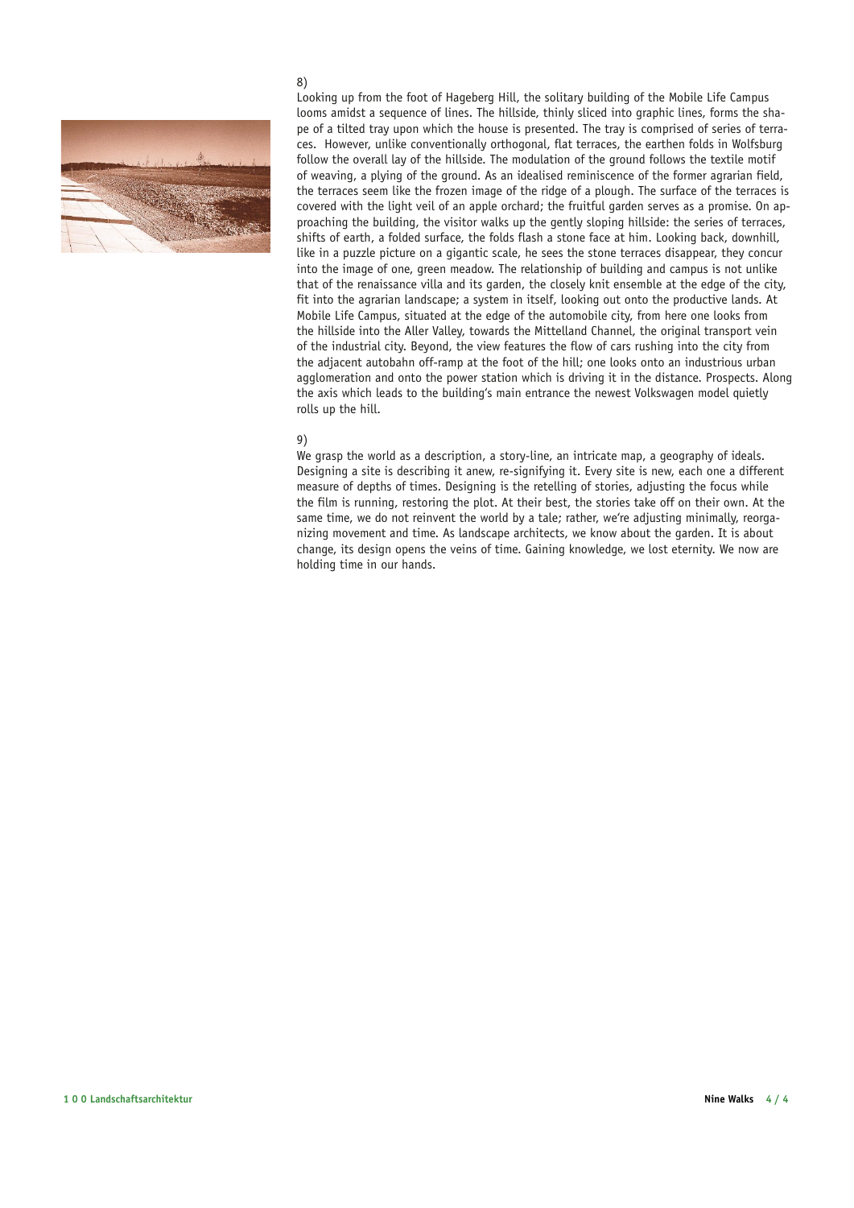8)

Looking up from the foot of Hageberg Hill, the solitary building of the Mobile Life Campus looms amidst a sequence of lines. The hillside, thinly sliced into graphic lines, forms the shape of a tilted tray upon which the house is presented. The tray is comprised of series of terraces. However, unlike conventionally orthogonal, flat terraces, the earthen folds in Wolfsburg follow the overall lay of the hillside. The modulation of the ground follows the textile motif of weaving, a plying of the ground. As an idealised reminiscence of the former agrarian field, the terraces seem like the frozen image of the ridge of a plough. The surface of the terraces is covered with the light veil of an apple orchard; the fruitful garden serves as a promise. On approaching the building, the visitor walks up the gently sloping hillside: the series of terraces, shifts of earth, a folded surface, the folds flash a stone face at him. Looking back, downhill, like in a puzzle picture on a gigantic scale, he sees the stone terraces disappear, they concur into the image of one, green meadow. The relationship of building and campus is not unlike that of the renaissance villa and its garden, the closely knit ensemble at the edge of the city, fit into the agrarian landscape; a system in itself, looking out onto the productive lands. At Mobile Life Campus, situated at the edge of the automobile city, from here one looks from the hillside into the Aller Valley, towards the Mittelland Channel, the original transport vein of the industrial city. Beyond, the view features the flow of cars rushing into the city from the adjacent autobahn off-ramp at the foot of the hill; one looks onto an industrious urban agglomeration and onto the power station which is driving it in the distance. Prospects. Along the axis which leads to the building's main entrance the newest Volkswagen model quietly rolls up the hill.

9)

We grasp the world as a description, a story-line, an intricate map, a geography of ideals. Designing a site is describing it anew, re-signifying it. Every site is new, each one a different measure of depths of times. Designing is the retelling of stories, adjusting the focus while the film is running, restoring the plot. At their best, the stories take off on their own. At the same time, we do not reinvent the world by a tale; rather, we're adjusting minimally, reorganizing movement and time. As landscape architects, we know about the garden. It is about change, its design opens the veins of time. Gaining knowledge, we lost eternity. We now are holding time in our hands.